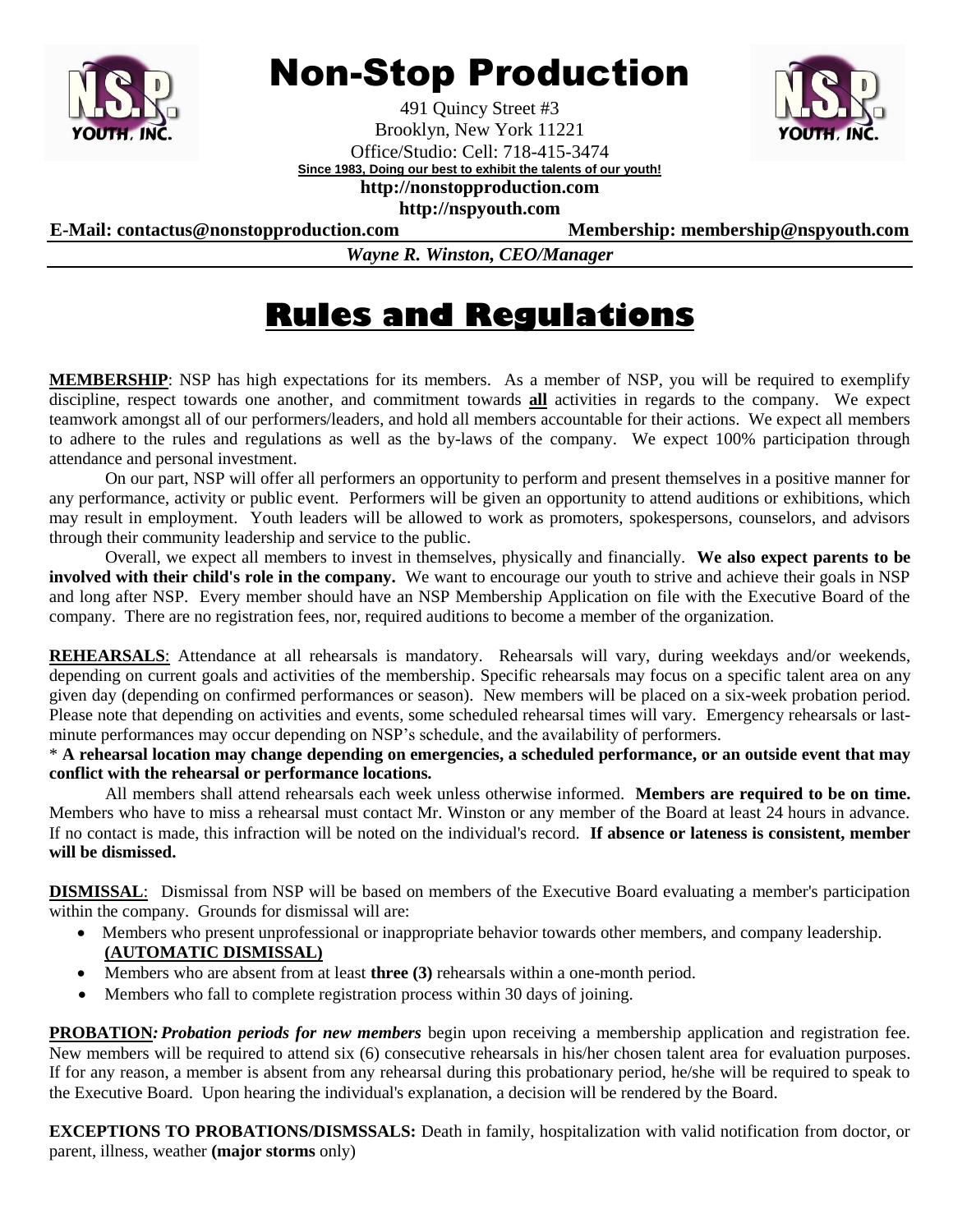# Non-Stop Production

491 Quincy Street #3
Brooklyn, New York 11221
Office/Studio: Cell: 718-415-3474
**Since 1983, Doing our best to exhibit the talents of our youth!**
**http://nonstopproduction.com**
**http://nspyouth.com**

**E-Mail: contactus@nonstopproduction.com** **Membership: membership@nspyouth.com**

***Wayne R. Winston, CEO/Manager***

## Rules and Regulations

**MEMBERSHIP**: NSP has high expectations for its members. As a member of NSP, you will be required to exemplify discipline, respect towards one another, and commitment towards **all** activities in regards to the company. We expect teamwork amongst all of our performers/leaders, and hold all members accountable for their actions. We expect all members to adhere to the rules and regulations as well as the by-laws of the company. We expect 100% participation through attendance and personal investment.

On our part, NSP will offer all performers an opportunity to perform and present themselves in a positive manner for any performance, activity or public event. Performers will be given an opportunity to attend auditions or exhibitions, which may result in employment. Youth leaders will be allowed to work as promoters, spokespersons, counselors, and advisors through their community leadership and service to the public.

Overall, we expect all members to invest in themselves, physically and financially. **We also expect parents to be involved with their child's role in the company.** We want to encourage our youth to strive and achieve their goals in NSP and long after NSP. Every member should have an NSP Membership Application on file with the Executive Board of the company. There are no registration fees, nor, required auditions to become a member of the organization.

**REHEARSALS**: Attendance at all rehearsals is mandatory. Rehearsals will vary, during weekdays and/or weekends, depending on current goals and activities of the membership. Specific rehearsals may focus on a specific talent area on any given day (depending on confirmed performances or season). New members will be placed on a six-week probation period. Please note that depending on activities and events, some scheduled rehearsal times will vary. Emergency rehearsals or last-minute performances may occur depending on NSP's schedule, and the availability of performers.

\* **A rehearsal location may change depending on emergencies, a scheduled performance, or an outside event that may conflict with the rehearsal or performance locations.**

All members shall attend rehearsals each week unless otherwise informed. **Members are required to be on time.** Members who have to miss a rehearsal must contact Mr. Winston or any member of the Board at least 24 hours in advance. If no contact is made, this infraction will be noted on the individual's record. **If absence or lateness is consistent, member will be dismissed.**

**DISMISSAL**: Dismissal from NSP will be based on members of the Executive Board evaluating a member's participation within the company. Grounds for dismissal will are:

- Members who present unprofessional or inappropriate behavior towards other members, and company leadership. **(AUTOMATIC DISMISSAL)**
- Members who are absent from at least **three (3)** rehearsals within a one-month period.
- Members who fall to complete registration process within 30 days of joining.

**PROBATION*: Probation periods for new members*** begin upon receiving a membership application and registration fee. New members will be required to attend six (6) consecutive rehearsals in his/her chosen talent area for evaluation purposes. If for any reason, a member is absent from any rehearsal during this probationary period, he/she will be required to speak to the Executive Board. Upon hearing the individual's explanation, a decision will be rendered by the Board.

**EXCEPTIONS TO PROBATIONS/DISMSSALS:** Death in family, hospitalization with valid notification from doctor, or parent, illness, weather **(major storms** only)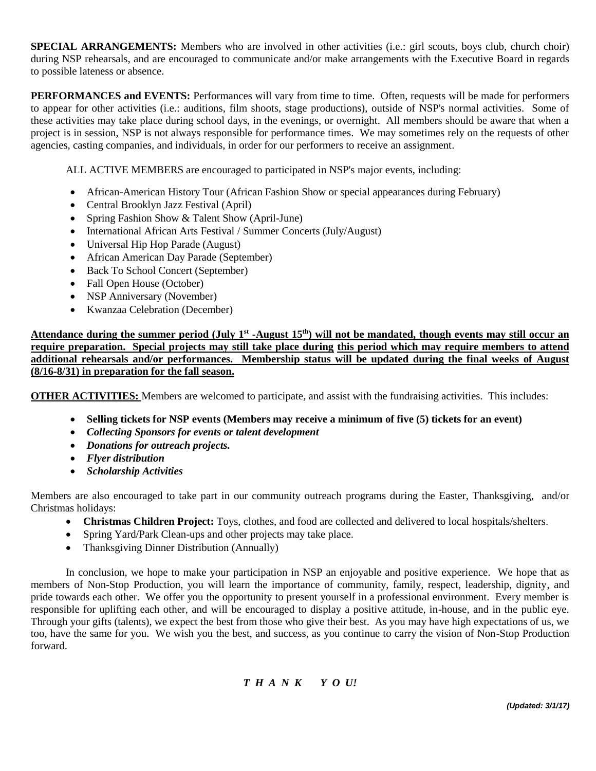**SPECIAL ARRANGEMENTS:** Members who are involved in other activities (i.e.: girl scouts, boys club, church choir) during NSP rehearsals, and are encouraged to communicate and/or make arrangements with the Executive Board in regards to possible lateness or absence.

**PERFORMANCES and EVENTS:** Performances will vary from time to time. Often, requests will be made for performers to appear for other activities (i.e.: auditions, film shoots, stage productions), outside of NSP's normal activities. Some of these activities may take place during school days, in the evenings, or overnight. All members should be aware that when a project is in session, NSP is not always responsible for performance times. We may sometimes rely on the requests of other agencies, casting companies, and individuals, in order for our performers to receive an assignment.

ALL ACTIVE MEMBERS are encouraged to participated in NSP's major events, including:

- African-American History Tour (African Fashion Show or special appearances during February)
- Central Brooklyn Jazz Festival (April)
- Spring Fashion Show & Talent Show (April-June)
- International African Arts Festival / Summer Concerts (July/August)
- Universal Hip Hop Parade (August)
- African American Day Parade (September)
- Back To School Concert (September)
- Fall Open House (October)
- NSP Anniversary (November)
- Kwanzaa Celebration (December)

**Attendance during the summer period (July 1st -August 15th) will not be mandated, though events may still occur an require preparation. Special projects may still take place during this period which may require members to attend additional rehearsals and/or performances. Membership status will be updated during the final weeks of August (8/16-8/31) in preparation for the fall season.**

**OTHER ACTIVITIES:** Members are welcomed to participate, and assist with the fundraising activities. This includes:

- **Selling tickets for NSP events (Members may receive a minimum of five (5) tickets for an event)**
- ***Collecting Sponsors for events or talent development***
- ***Donations for outreach projects.***
- ***Flyer distribution***
- ***Scholarship Activities***

Members are also encouraged to take part in our community outreach programs during the Easter, Thanksgiving, and/or Christmas holidays:

- **Christmas Children Project:** Toys, clothes, and food are collected and delivered to local hospitals/shelters.
- Spring Yard/Park Clean-ups and other projects may take place.
- Thanksgiving Dinner Distribution (Annually)

In conclusion, we hope to make your participation in NSP an enjoyable and positive experience. We hope that as members of Non-Stop Production, you will learn the importance of community, family, respect, leadership, dignity, and pride towards each other. We offer you the opportunity to present yourself in a professional environment. Every member is responsible for uplifting each other, and will be encouraged to display a positive attitude, in-house, and in the public eye. Through your gifts (talents), we expect the best from those who give their best. As you may have high expectations of us, we too, have the same for you. We wish you the best, and success, as you continue to carry the vision of Non-Stop Production forward.

***T H A N K   Y O U!***

***(Updated: 3/1/17)***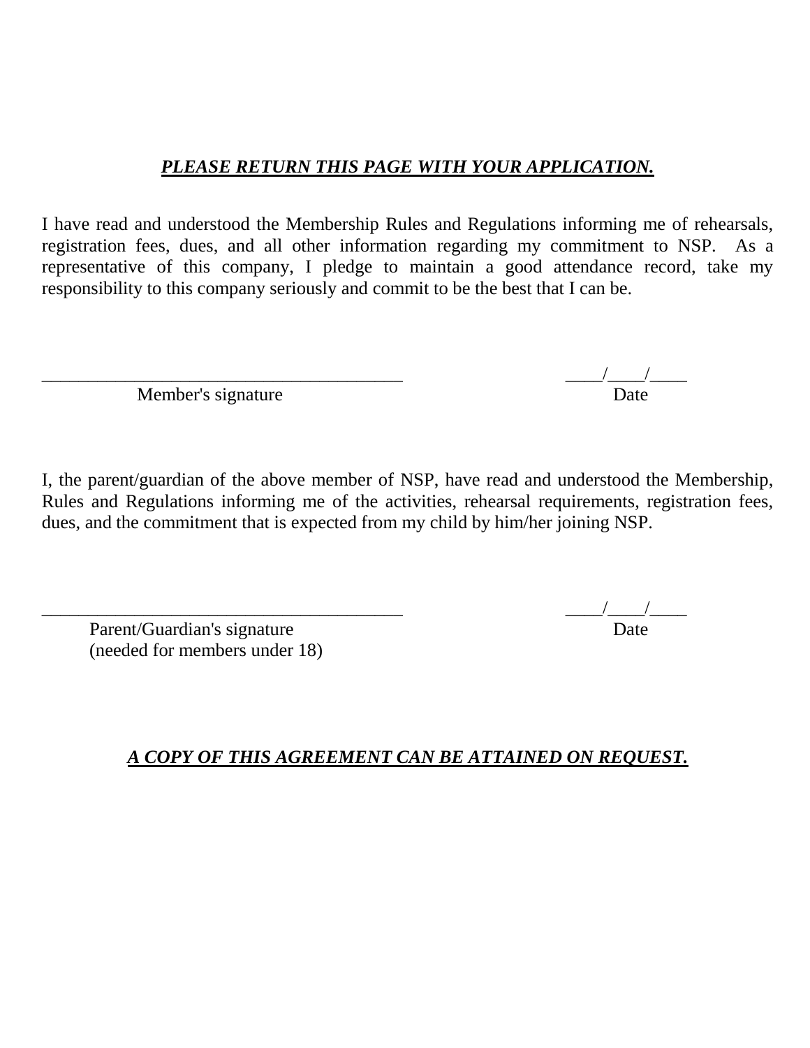***PLEASE RETURN THIS PAGE WITH YOUR APPLICATION.***

I have read and understood the Membership Rules and Regulations informing me of rehearsals, registration fees, dues, and all other information regarding my commitment to NSP. As a representative of this company, I pledge to maintain a good attendance record, take my responsibility to this company seriously and commit to be the best that I can be.

_________________________________________ ____/____/____

Member's signature Date

I, the parent/guardian of the above member of NSP, have read and understood the Membership, Rules and Regulations informing me of the activities, rehearsal requirements, registration fees, dues, and the commitment that is expected from my child by him/her joining NSP.

_________________________________________ ____/____/____

Parent/Guardian's signature Date
(needed for members under 18)

***A COPY OF THIS AGREEMENT CAN BE ATTAINED ON REQUEST.***